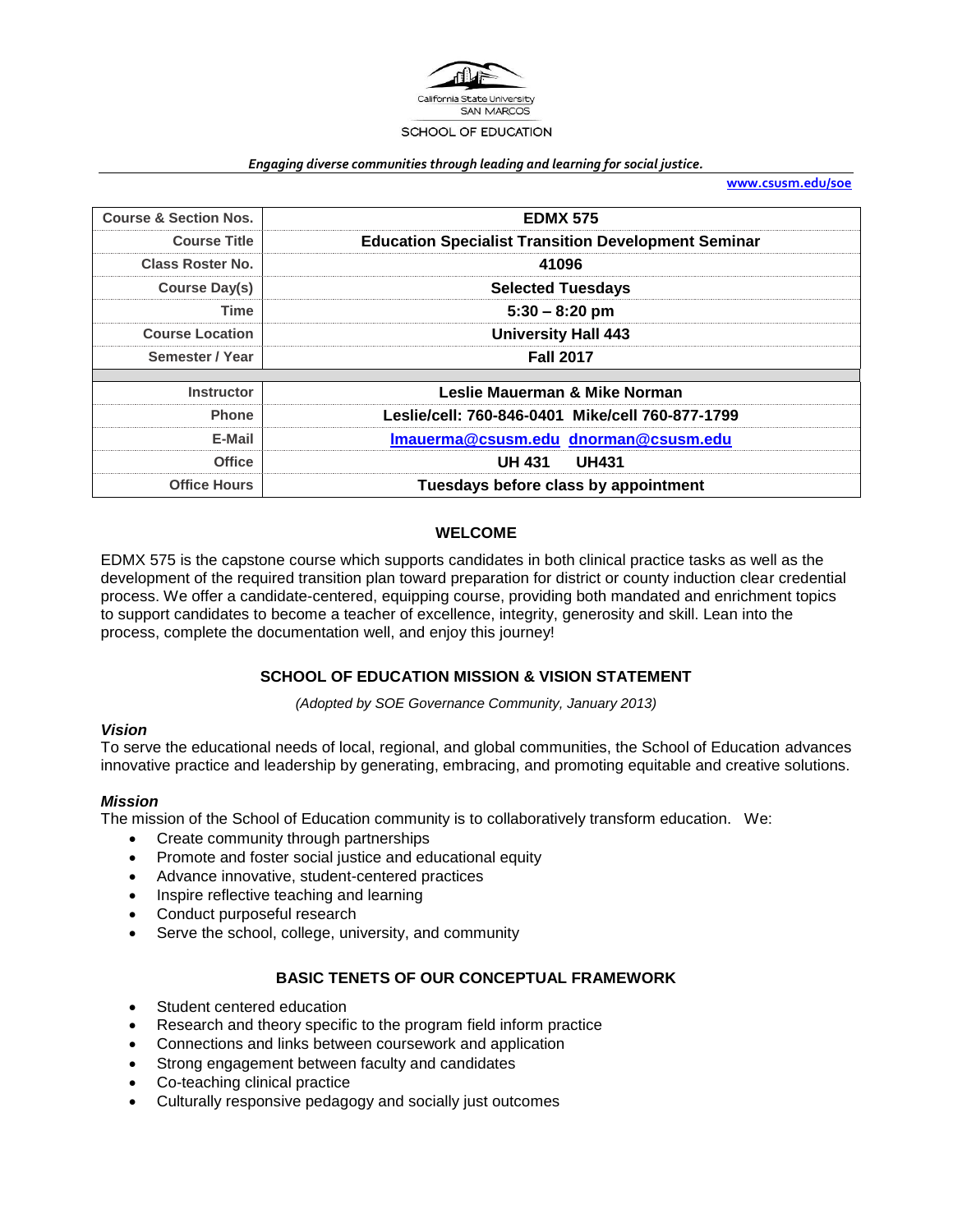California State University
SAN MARCOS
SCHOOL OF EDUCATION

*Engaging diverse communities through leading and learning for social justice.*

www.csusm.edu/soe

| Course & Section Nos. | EDMX 575 |
| --- | --- |
| Course Title | Education Specialist Transition Development Seminar |
| Class Roster No. | 41096 |
| Course Day(s) | Selected Tuesdays |
| Time | 5:30 – 8:20 pm |
| Course Location | University Hall 443 |
| Semester / Year | Fall 2017 |
| | |
| Instructor | Leslie Mauerman & Mike Norman |
| Phone | Leslie/cell: 760-846-0401 Mike/cell 760-877-1799 |
| E-Mail | lmauerma@csusm.edu dnorman@csusm.edu |
| Office | UH 431 UH431 |
| Office Hours | Tuesdays before class by appointment |

## WELCOME

EDMX 575 is the capstone course which supports candidates in both clinical practice tasks as well as the development of the required transition plan toward preparation for district or county induction clear credential process. We offer a candidate-centered, equipping course, providing both mandated and enrichment topics to support candidates to become a teacher of excellence, integrity, generosity and skill. Lean into the process, complete the documentation well, and enjoy this journey!

## SCHOOL OF EDUCATION MISSION & VISION STATEMENT

*(Adopted by SOE Governance Community, January 2013)*

### *Vision*

To serve the educational needs of local, regional, and global communities, the School of Education advances innovative practice and leadership by generating, embracing, and promoting equitable and creative solutions.

### *Mission*

The mission of the School of Education community is to collaboratively transform education. We:

- Create community through partnerships
- Promote and foster social justice and educational equity
- Advance innovative, student-centered practices
- Inspire reflective teaching and learning
- Conduct purposeful research
- Serve the school, college, university, and community

## BASIC TENETS OF OUR CONCEPTUAL FRAMEWORK

- Student centered education
- Research and theory specific to the program field inform practice
- Connections and links between coursework and application
- Strong engagement between faculty and candidates
- Co-teaching clinical practice
- Culturally responsive pedagogy and socially just outcomes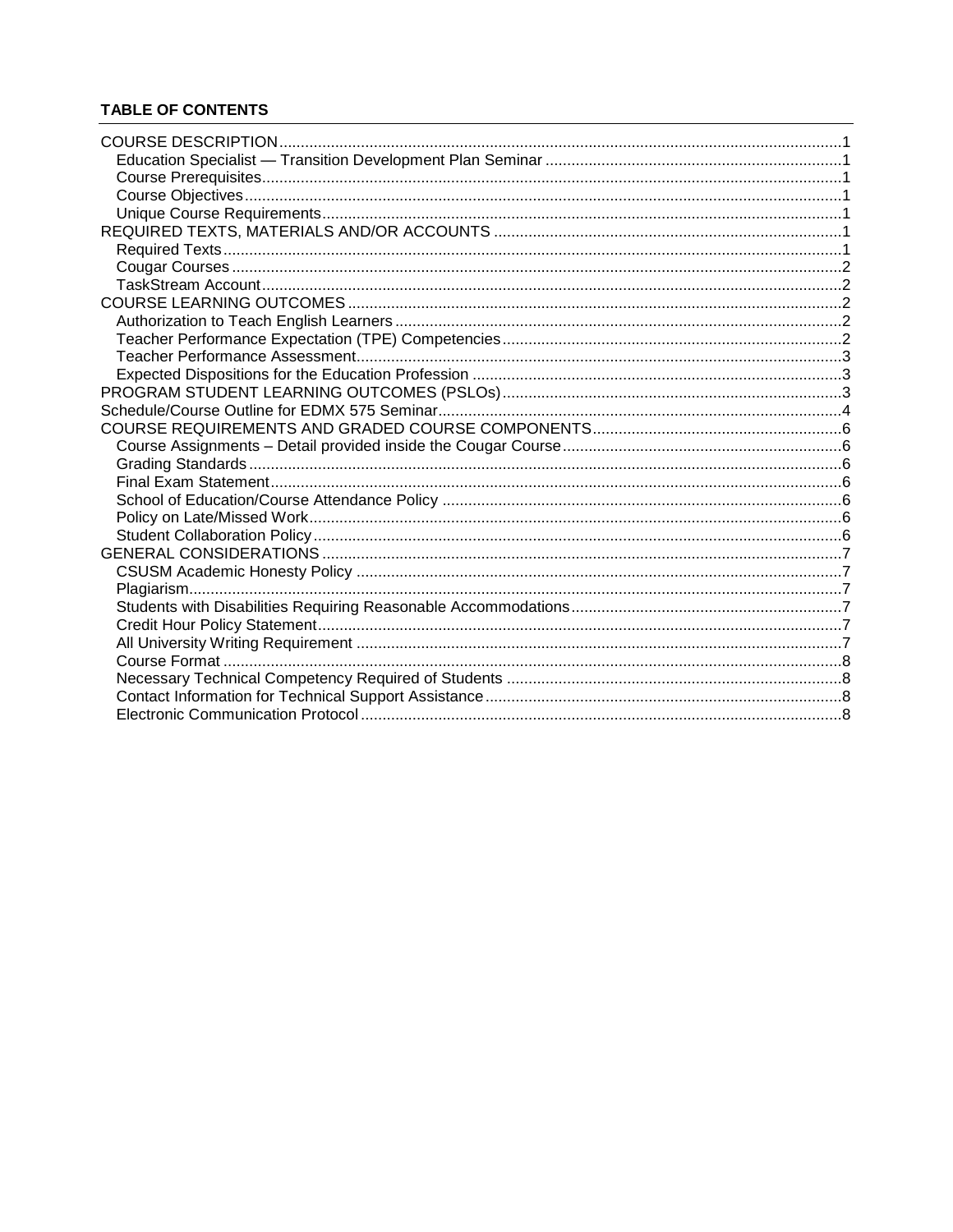**TABLE OF CONTENTS**

- COURSE DESCRIPTION ..... 1
  - Education Specialist — Transition Development Plan Seminar ..... 1
  - Course Prerequisites ..... 1
  - Course Objectives ..... 1
  - Unique Course Requirements ..... 1
- REQUIRED TEXTS, MATERIALS AND/OR ACCOUNTS ..... 1
  - Required Texts ..... 1
  - Cougar Courses ..... 2
  - TaskStream Account ..... 2
- COURSE LEARNING OUTCOMES ..... 2
  - Authorization to Teach English Learners ..... 2
  - Teacher Performance Expectation (TPE) Competencies ..... 2
  - Teacher Performance Assessment ..... 3
  - Expected Dispositions for the Education Profession ..... 3
- PROGRAM STUDENT LEARNING OUTCOMES (PSLOs) ..... 3
- Schedule/Course Outline for EDMX 575 Seminar ..... 4
- COURSE REQUIREMENTS AND GRADED COURSE COMPONENTS ..... 6
  - Course Assignments – Detail provided inside the Cougar Course ..... 6
  - Grading Standards ..... 6
  - Final Exam Statement ..... 6
  - School of Education/Course Attendance Policy ..... 6
  - Policy on Late/Missed Work ..... 6
  - Student Collaboration Policy ..... 6
- GENERAL CONSIDERATIONS ..... 7
  - CSUSM Academic Honesty Policy ..... 7
  - Plagiarism ..... 7
  - Students with Disabilities Requiring Reasonable Accommodations ..... 7
  - Credit Hour Policy Statement ..... 7
  - All University Writing Requirement ..... 7
  - Course Format ..... 8
  - Necessary Technical Competency Required of Students ..... 8
  - Contact Information for Technical Support Assistance ..... 8
  - Electronic Communication Protocol ..... 8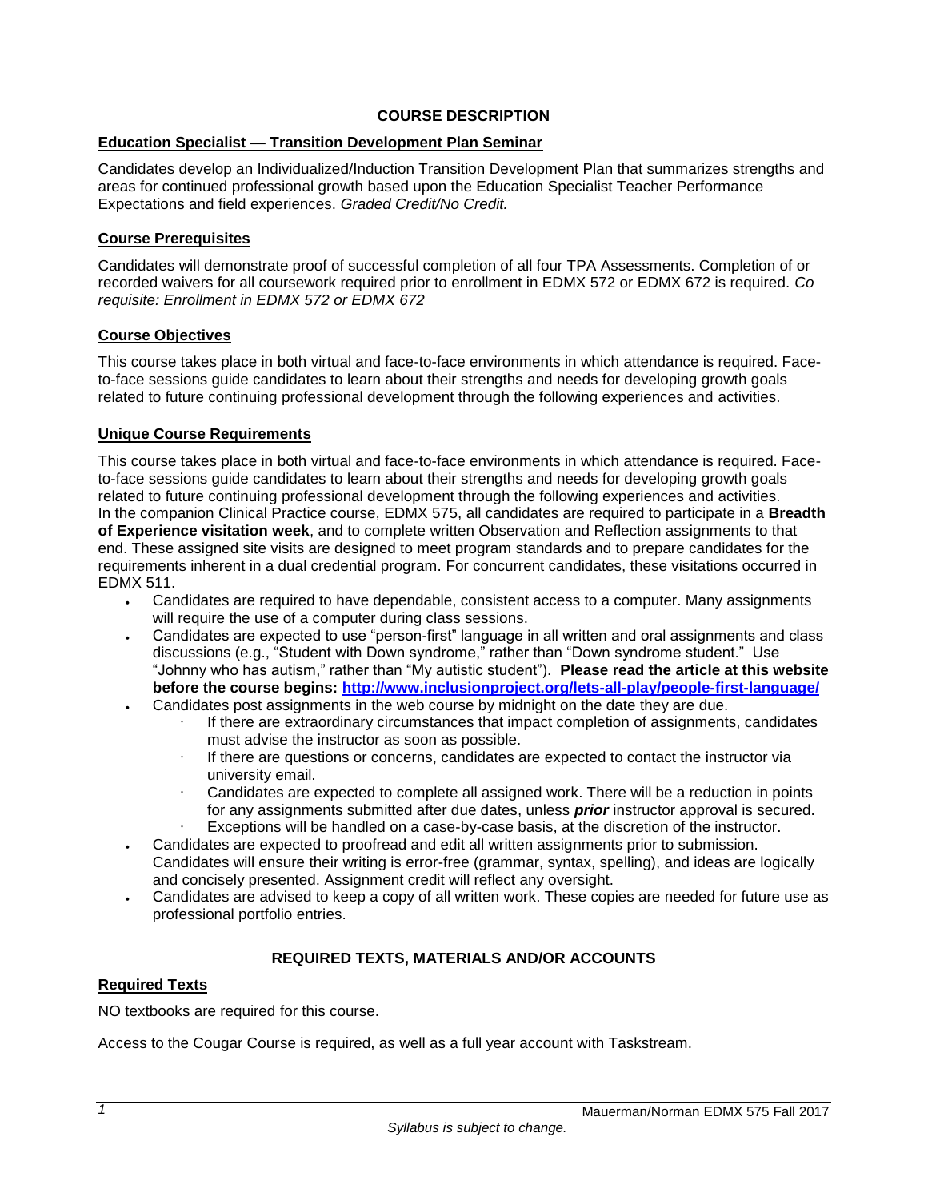# COURSE DESCRIPTION

## Education Specialist — Transition Development Plan Seminar

Candidates develop an Individualized/Induction Transition Development Plan that summarizes strengths and areas for continued professional growth based upon the Education Specialist Teacher Performance Expectations and field experiences. *Graded Credit/No Credit.*

## Course Prerequisites

Candidates will demonstrate proof of successful completion of all four TPA Assessments. Completion of or recorded waivers for all coursework required prior to enrollment in EDMX 572 or EDMX 672 is required. *Co requisite: Enrollment in EDMX 572 or EDMX 672*

## Course Objectives

This course takes place in both virtual and face-to-face environments in which attendance is required. Face-to-face sessions guide candidates to learn about their strengths and needs for developing growth goals related to future continuing professional development through the following experiences and activities.

## Unique Course Requirements

This course takes place in both virtual and face-to-face environments in which attendance is required. Face-to-face sessions guide candidates to learn about their strengths and needs for developing growth goals related to future continuing professional development through the following experiences and activities.
In the companion Clinical Practice course, EDMX 575, all candidates are required to participate in a **Breadth of Experience visitation week**, and to complete written Observation and Reflection assignments to that end. These assigned site visits are designed to meet program standards and to prepare candidates for the requirements inherent in a dual credential program. For concurrent candidates, these visitations occurred in EDMX 511.

- Candidates are required to have dependable, consistent access to a computer. Many assignments will require the use of a computer during class sessions.
- Candidates are expected to use "person-first" language in all written and oral assignments and class discussions (e.g., "Student with Down syndrome," rather than "Down syndrome student." Use "Johnny who has autism," rather than "My autistic student"). **Please read the article at this website before the course begins: http://www.inclusionproject.org/lets-all-play/people-first-language/**
- Candidates post assignments in the web course by midnight on the date they are due.
  - If there are extraordinary circumstances that impact completion of assignments, candidates must advise the instructor as soon as possible.
  - If there are questions or concerns, candidates are expected to contact the instructor via university email.
  - Candidates are expected to complete all assigned work. There will be a reduction in points for any assignments submitted after due dates, unless ***prior*** instructor approval is secured.
  - Exceptions will be handled on a case-by-case basis, at the discretion of the instructor.
- Candidates are expected to proofread and edit all written assignments prior to submission. Candidates will ensure their writing is error-free (grammar, syntax, spelling), and ideas are logically and concisely presented. Assignment credit will reflect any oversight.
- Candidates are advised to keep a copy of all written work. These copies are needed for future use as professional portfolio entries.

# REQUIRED TEXTS, MATERIALS AND/OR ACCOUNTS

## Required Texts

NO textbooks are required for this course.

Access to the Cougar Course is required, as well as a full year account with Taskstream.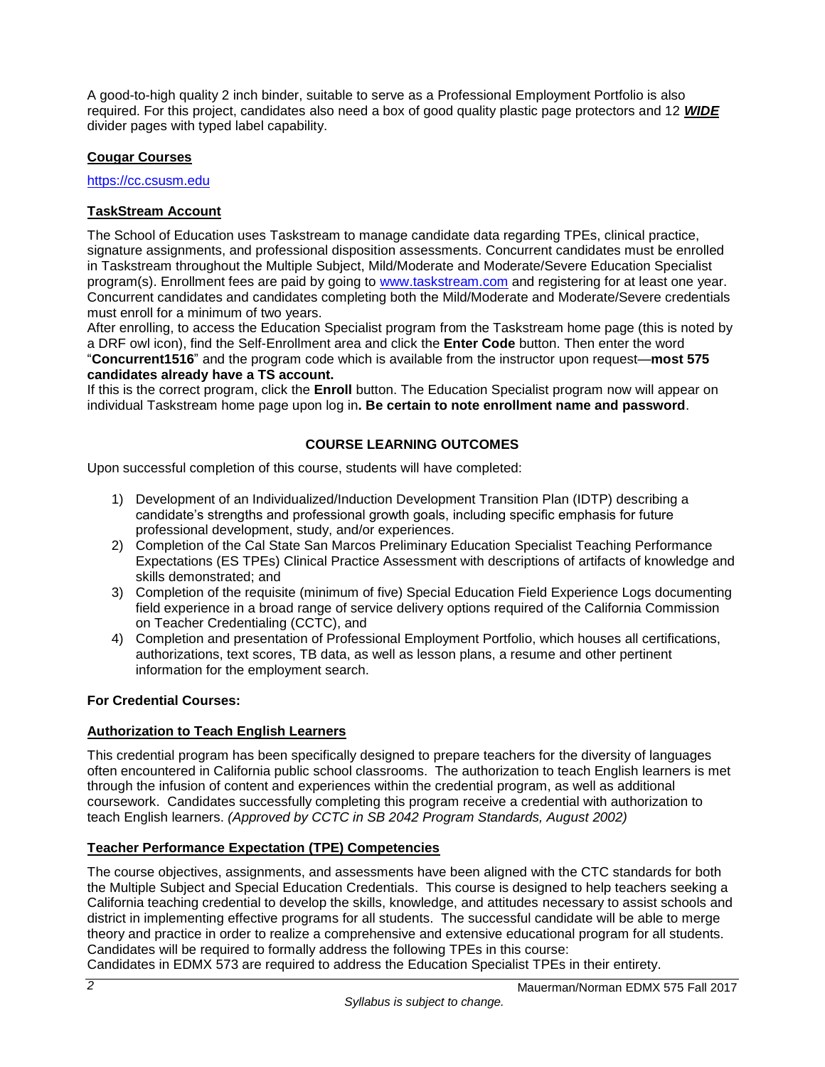A good-to-high quality 2 inch binder, suitable to serve as a Professional Employment Portfolio is also required. For this project, candidates also need a box of good quality plastic page protectors and 12 ***WIDE*** divider pages with typed label capability.

### Cougar Courses

https://cc.csusm.edu

### TaskStream Account

The School of Education uses Taskstream to manage candidate data regarding TPEs, clinical practice, signature assignments, and professional disposition assessments. Concurrent candidates must be enrolled in Taskstream throughout the Multiple Subject, Mild/Moderate and Moderate/Severe Education Specialist program(s). Enrollment fees are paid by going to www.taskstream.com and registering for at least one year. Concurrent candidates and candidates completing both the Mild/Moderate and Moderate/Severe credentials must enroll for a minimum of two years.

After enrolling, to access the Education Specialist program from the Taskstream home page (this is noted by a DRF owl icon), find the Self-Enrollment area and click the **Enter Code** button. Then enter the word "**Concurrent1516**" and the program code which is available from the instructor upon request—**most 575 candidates already have a TS account.**

If this is the correct program, click the **Enroll** button. The Education Specialist program now will appear on individual Taskstream home page upon log in**. Be certain to note enrollment name and password**.

## COURSE LEARNING OUTCOMES

Upon successful completion of this course, students will have completed:

1) Development of an Individualized/Induction Development Transition Plan (IDTP) describing a candidate's strengths and professional growth goals, including specific emphasis for future professional development, study, and/or experiences.
2) Completion of the Cal State San Marcos Preliminary Education Specialist Teaching Performance Expectations (ES TPEs) Clinical Practice Assessment with descriptions of artifacts of knowledge and skills demonstrated; and
3) Completion of the requisite (minimum of five) Special Education Field Experience Logs documenting field experience in a broad range of service delivery options required of the California Commission on Teacher Credentialing (CCTC), and
4) Completion and presentation of Professional Employment Portfolio, which houses all certifications, authorizations, text scores, TB data, as well as lesson plans, a resume and other pertinent information for the employment search.

**For Credential Courses:**

### Authorization to Teach English Learners

This credential program has been specifically designed to prepare teachers for the diversity of languages often encountered in California public school classrooms. The authorization to teach English learners is met through the infusion of content and experiences within the credential program, as well as additional coursework. Candidates successfully completing this program receive a credential with authorization to teach English learners. *(Approved by CCTC in SB 2042 Program Standards, August 2002)*

### Teacher Performance Expectation (TPE) Competencies

The course objectives, assignments, and assessments have been aligned with the CTC standards for both the Multiple Subject and Special Education Credentials. This course is designed to help teachers seeking a California teaching credential to develop the skills, knowledge, and attitudes necessary to assist schools and district in implementing effective programs for all students. The successful candidate will be able to merge theory and practice in order to realize a comprehensive and extensive educational program for all students. Candidates will be required to formally address the following TPEs in this course:

Candidates in EDMX 573 are required to address the Education Specialist TPEs in their entirety.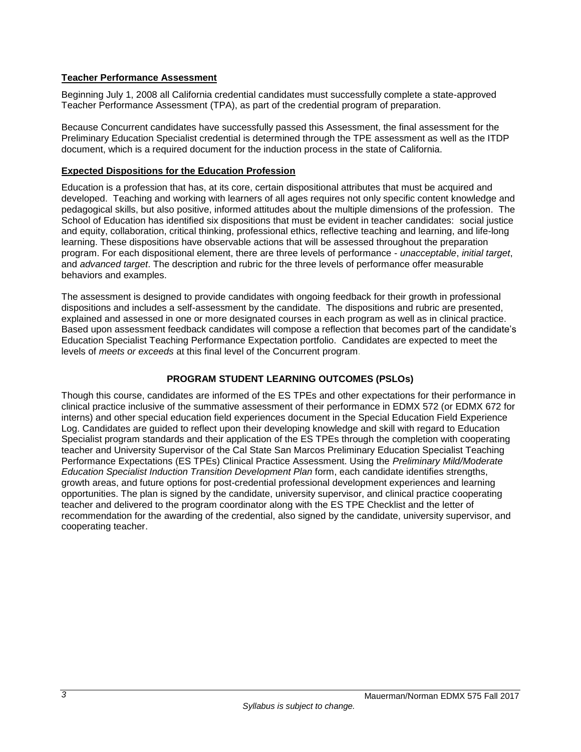**Teacher Performance Assessment**

Beginning July 1, 2008 all California credential candidates must successfully complete a state-approved Teacher Performance Assessment (TPA), as part of the credential program of preparation.

Because Concurrent candidates have successfully passed this Assessment, the final assessment for the Preliminary Education Specialist credential is determined through the TPE assessment as well as the ITDP document, which is a required document for the induction process in the state of California.

**Expected Dispositions for the Education Profession**

Education is a profession that has, at its core, certain dispositional attributes that must be acquired and developed. Teaching and working with learners of all ages requires not only specific content knowledge and pedagogical skills, but also positive, informed attitudes about the multiple dimensions of the profession. The School of Education has identified six dispositions that must be evident in teacher candidates: social justice and equity, collaboration, critical thinking, professional ethics, reflective teaching and learning, and life-long learning. These dispositions have observable actions that will be assessed throughout the preparation program. For each dispositional element, there are three levels of performance - *unacceptable*, *initial target*, and *advanced target*. The description and rubric for the three levels of performance offer measurable behaviors and examples.

The assessment is designed to provide candidates with ongoing feedback for their growth in professional dispositions and includes a self-assessment by the candidate. The dispositions and rubric are presented, explained and assessed in one or more designated courses in each program as well as in clinical practice. Based upon assessment feedback candidates will compose a reflection that becomes part of the candidate's Education Specialist Teaching Performance Expectation portfolio. Candidates are expected to meet the levels of *meets or exceeds* at this final level of the Concurrent program.

## PROGRAM STUDENT LEARNING OUTCOMES (PSLOs)

Though this course, candidates are informed of the ES TPEs and other expectations for their performance in clinical practice inclusive of the summative assessment of their performance in EDMX 572 (or EDMX 672 for interns) and other special education field experiences document in the Special Education Field Experience Log. Candidates are guided to reflect upon their developing knowledge and skill with regard to Education Specialist program standards and their application of the ES TPEs through the completion with cooperating teacher and University Supervisor of the Cal State San Marcos Preliminary Education Specialist Teaching Performance Expectations (ES TPEs) Clinical Practice Assessment. Using the *Preliminary Mild/Moderate Education Specialist Induction Transition Development Plan* form, each candidate identifies strengths, growth areas, and future options for post-credential professional development experiences and learning opportunities. The plan is signed by the candidate, university supervisor, and clinical practice cooperating teacher and delivered to the program coordinator along with the ES TPE Checklist and the letter of recommendation for the awarding of the credential, also signed by the candidate, university supervisor, and cooperating teacher.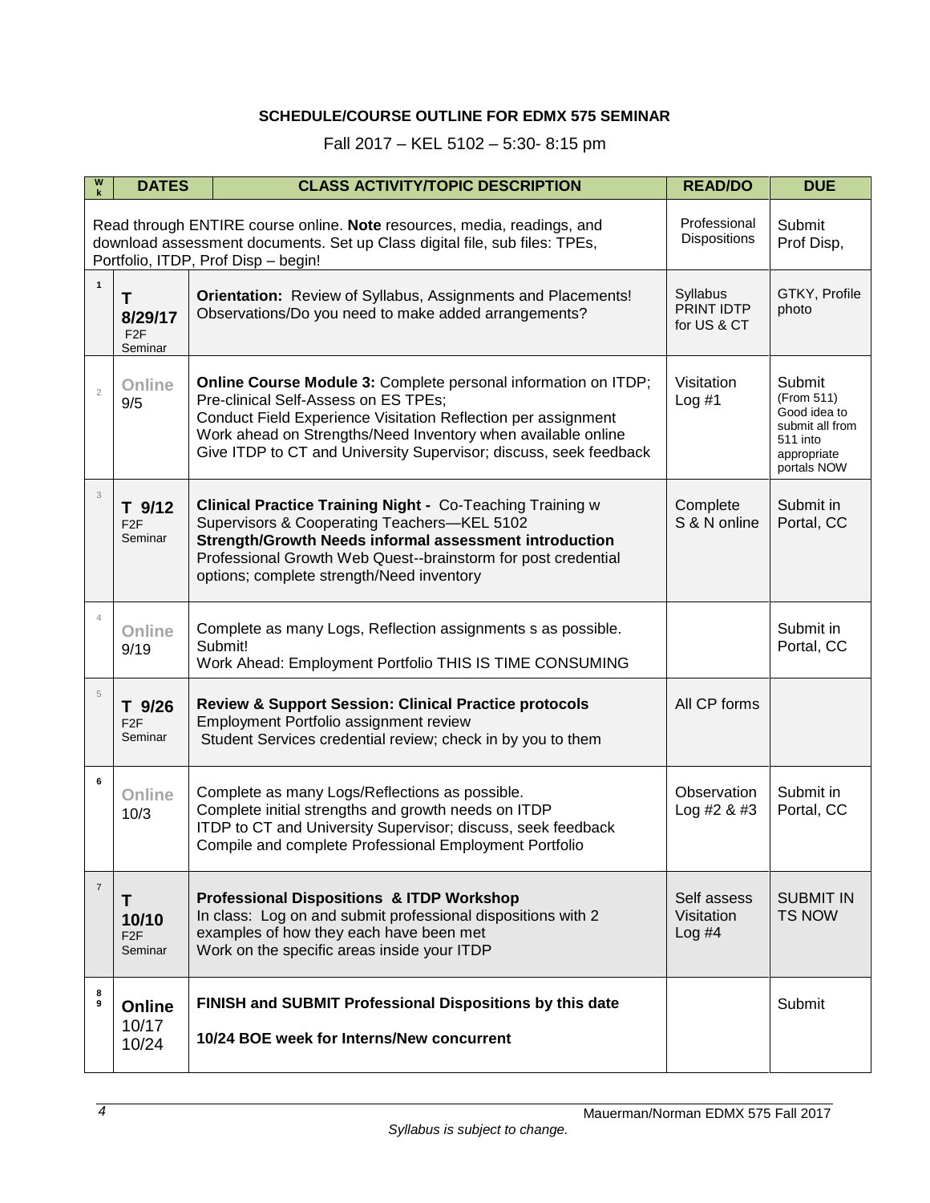**SCHEDULE/COURSE OUTLINE FOR EDMX 575 SEMINAR**

Fall 2017 – KEL 5102 – 5:30- 8:15 pm

| Wk | DATES | CLASS ACTIVITY/TOPIC DESCRIPTION | READ/DO | DUE |
|---|---|---|---|---|
| Read through ENTIRE course online. **Note** resources, media, readings, and download assessment documents. Set up Class digital file, sub files: TPEs, Portfolio, ITDP, Prof Disp – begin! | | | Professional Dispositions | Submit Prof Disp, |
| 1 | **T 8/29/17** F2F Seminar | **Orientation:** Review of Syllabus, Assignments and Placements! Observations/Do you need to make added arrangements? | Syllabus PRINT IDTP for US & CT | GTKY, Profile photo |
| 2 | **Online** 9/5 | **Online Course Module 3:** Complete personal information on ITDP; Pre-clinical Self-Assess on ES TPEs; Conduct Field Experience Visitation Reflection per assignment Work ahead on Strengths/Need Inventory when available online Give ITDP to CT and University Supervisor; discuss, seek feedback | Visitation Log #1 | Submit (From 511) Good idea to submit all from 511 into appropriate portals NOW |
| 3 | **T 9/12** F2F Seminar | **Clinical Practice Training Night -** Co-Teaching Training w Supervisors & Cooperating Teachers—KEL 5102 **Strength/Growth Needs informal assessment introduction** Professional Growth Web Quest--brainstorm for post credential options; complete strength/Need inventory | Complete S & N online | Submit in Portal, CC |
| 4 | **Online** 9/19 | Complete as many Logs, Reflection assignments s as possible. Submit! Work Ahead: Employment Portfolio THIS IS TIME CONSUMING | | Submit in Portal, CC |
| 5 | **T 9/26** F2F Seminar | **Review & Support Session: Clinical Practice protocols** Employment Portfolio assignment review Student Services credential review; check in by you to them | All CP forms | |
| 6 | **Online** 10/3 | Complete as many Logs/Reflections as possible. Complete initial strengths and growth needs on ITDP ITDP to CT and University Supervisor; discuss, seek feedback Compile and complete Professional Employment Portfolio | Observation Log #2 & #3 | Submit in Portal, CC |
| 7 | **T 10/10** F2F Seminar | **Professional Dispositions & ITDP Workshop** In class: Log on and submit professional dispositions with 2 examples of how they each have been met Work on the specific areas inside your ITDP | Self assess Visitation Log #4 | SUBMIT IN TS NOW |
| 8 9 | **Online** 10/17 10/24 | **FINISH and SUBMIT Professional Dispositions by this date** **10/24 BOE week for Interns/New concurrent** | | Submit |

*Syllabus is subject to change.*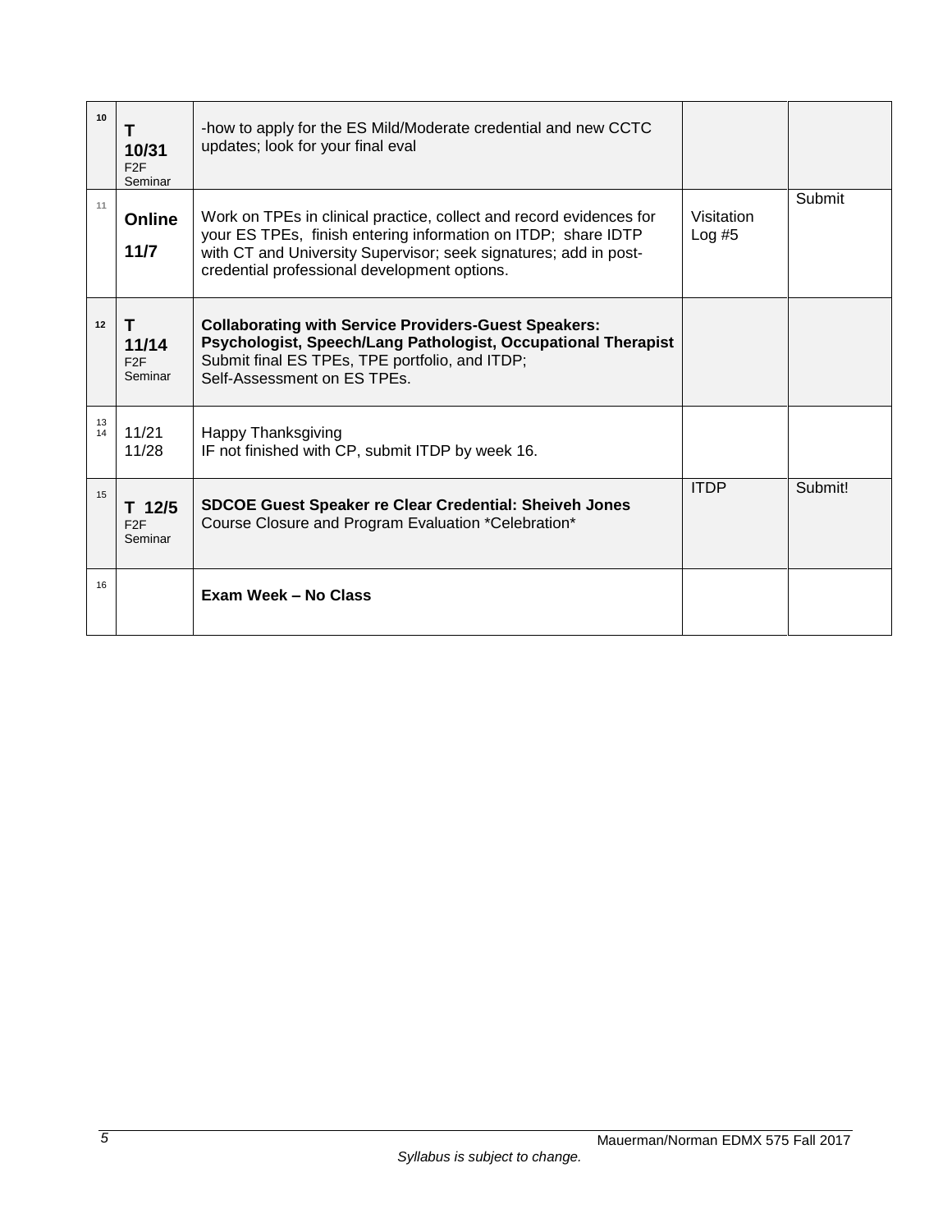| 10 | **T** **10/31** F2F Seminar | -how to apply for the ES Mild/Moderate credential and new CCTC updates; look for your final eval | | |
|---|---|---|---|---|
| 11 | **Online** **11/7** | Work on TPEs in clinical practice, collect and record evidences for your ES TPEs, finish entering information on ITDP; share IDTP with CT and University Supervisor; seek signatures; add in post-credential professional development options. | Visitation Log #5 | Submit |
| 12 | **T** **11/14** F2F Seminar | **Collaborating with Service Providers-Guest Speakers: Psychologist, Speech/Lang Pathologist, Occupational Therapist** Submit final ES TPEs, TPE portfolio, and ITDP; Self-Assessment on ES TPEs. | | |
| 13 14 | 11/21 11/28 | Happy Thanksgiving IF not finished with CP, submit ITDP by week 16. | | |
| 15 | **T 12/5** F2F Seminar | **SDCOE Guest Speaker re Clear Credential: Sheiveh Jones** Course Closure and Program Evaluation *Celebration* | ITDP | Submit! |
| 16 | | **Exam Week – No Class** | | |

*Syllabus is subject to change.*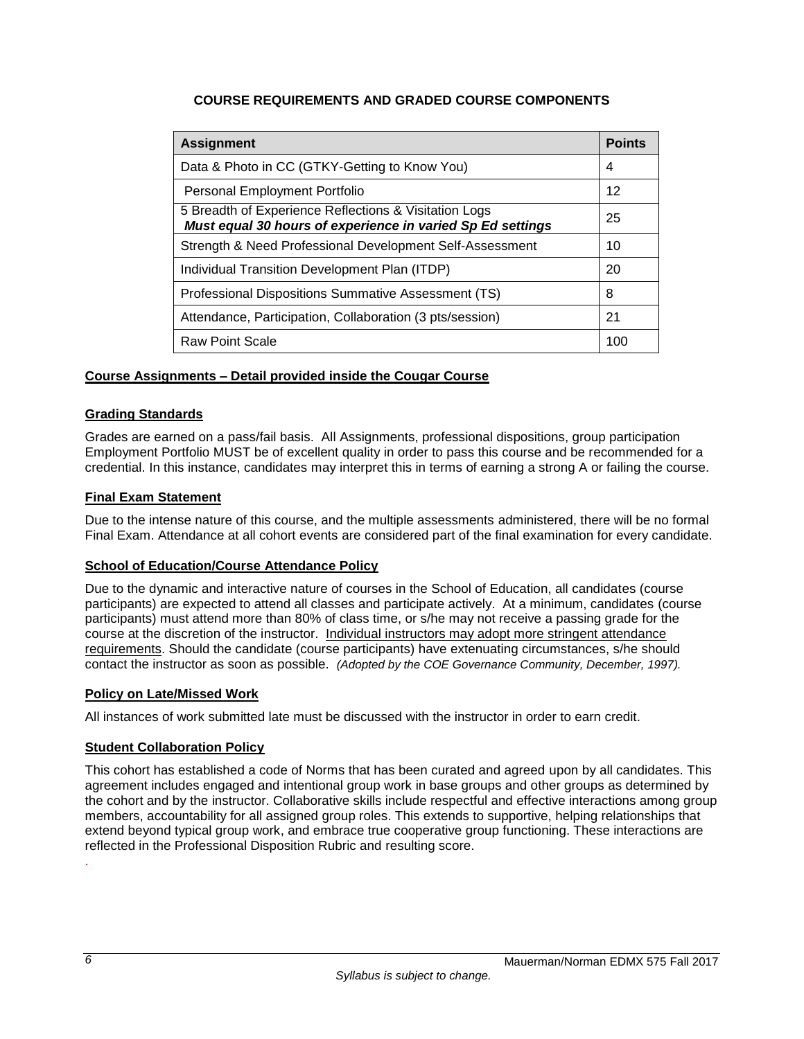## COURSE REQUIREMENTS AND GRADED COURSE COMPONENTS

| Assignment | Points |
|---|---|
| Data & Photo in CC (GTKY-Getting to Know You) | 4 |
| Personal Employment Portfolio | 12 |
| 5 Breadth of Experience Reflections & Visitation Logs ***Must equal 30 hours of experience in varied Sp Ed settings*** | 25 |
| Strength & Need Professional Development Self-Assessment | 10 |
| Individual Transition Development Plan (ITDP) | 20 |
| Professional Dispositions Summative Assessment (TS) | 8 |
| Attendance, Participation, Collaboration (3 pts/session) | 21 |
| Raw Point Scale | 100 |

### Course Assignments – Detail provided inside the Cougar Course

### Grading Standards

Grades are earned on a pass/fail basis. All Assignments, professional dispositions, group participation Employment Portfolio MUST be of excellent quality in order to pass this course and be recommended for a credential. In this instance, candidates may interpret this in terms of earning a strong A or failing the course.

### Final Exam Statement

Due to the intense nature of this course, and the multiple assessments administered, there will be no formal Final Exam. Attendance at all cohort events are considered part of the final examination for every candidate.

### School of Education/Course Attendance Policy

Due to the dynamic and interactive nature of courses in the School of Education, all candidates (course participants) are expected to attend all classes and participate actively. At a minimum, candidates (course participants) must attend more than 80% of class time, or s/he may not receive a passing grade for the course at the discretion of the instructor. Individual instructors may adopt more stringent attendance requirements. Should the candidate (course participants) have extenuating circumstances, s/he should contact the instructor as soon as possible. *(Adopted by the COE Governance Community, December, 1997).*

### Policy on Late/Missed Work

All instances of work submitted late must be discussed with the instructor in order to earn credit.

### Student Collaboration Policy

This cohort has established a code of Norms that has been curated and agreed upon by all candidates. This agreement includes engaged and intentional group work in base groups and other groups as determined by the cohort and by the instructor. Collaborative skills include respectful and effective interactions among group members, accountability for all assigned group roles. This extends to supportive, helping relationships that extend beyond typical group work, and embrace true cooperative group functioning. These interactions are reflected in the Professional Disposition Rubric and resulting score.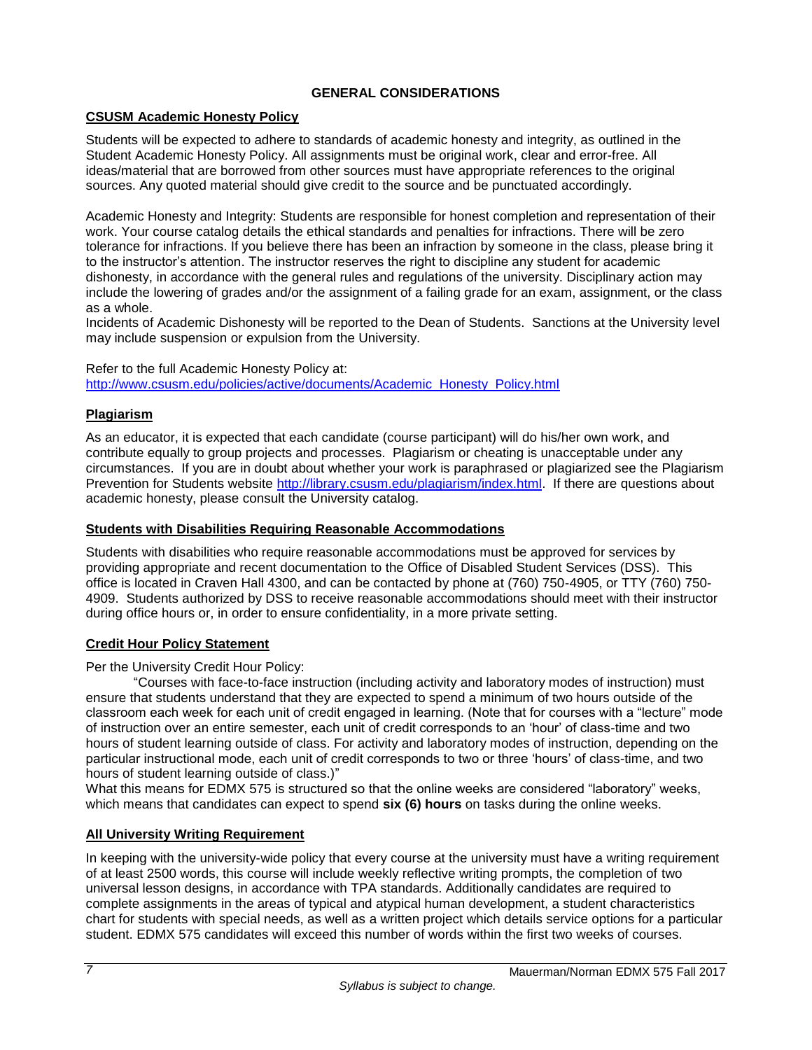## GENERAL CONSIDERATIONS

### CSUSM Academic Honesty Policy

Students will be expected to adhere to standards of academic honesty and integrity, as outlined in the Student Academic Honesty Policy. All assignments must be original work, clear and error-free. All ideas/material that are borrowed from other sources must have appropriate references to the original sources. Any quoted material should give credit to the source and be punctuated accordingly.

Academic Honesty and Integrity: Students are responsible for honest completion and representation of their work. Your course catalog details the ethical standards and penalties for infractions. There will be zero tolerance for infractions. If you believe there has been an infraction by someone in the class, please bring it to the instructor's attention. The instructor reserves the right to discipline any student for academic dishonesty, in accordance with the general rules and regulations of the university. Disciplinary action may include the lowering of grades and/or the assignment of a failing grade for an exam, assignment, or the class as a whole.

Incidents of Academic Dishonesty will be reported to the Dean of Students. Sanctions at the University level may include suspension or expulsion from the University.

Refer to the full Academic Honesty Policy at:
http://www.csusm.edu/policies/active/documents/Academic_Honesty_Policy.html

### Plagiarism

As an educator, it is expected that each candidate (course participant) will do his/her own work, and contribute equally to group projects and processes. Plagiarism or cheating is unacceptable under any circumstances. If you are in doubt about whether your work is paraphrased or plagiarized see the Plagiarism Prevention for Students website http://library.csusm.edu/plagiarism/index.html. If there are questions about academic honesty, please consult the University catalog.

### Students with Disabilities Requiring Reasonable Accommodations

Students with disabilities who require reasonable accommodations must be approved for services by providing appropriate and recent documentation to the Office of Disabled Student Services (DSS). This office is located in Craven Hall 4300, and can be contacted by phone at (760) 750-4905, or TTY (760) 750-4909. Students authorized by DSS to receive reasonable accommodations should meet with their instructor during office hours or, in order to ensure confidentiality, in a more private setting.

### Credit Hour Policy Statement

Per the University Credit Hour Policy:

"Courses with face-to-face instruction (including activity and laboratory modes of instruction) must ensure that students understand that they are expected to spend a minimum of two hours outside of the classroom each week for each unit of credit engaged in learning. (Note that for courses with a "lecture" mode of instruction over an entire semester, each unit of credit corresponds to an 'hour' of class-time and two hours of student learning outside of class. For activity and laboratory modes of instruction, depending on the particular instructional mode, each unit of credit corresponds to two or three 'hours' of class-time, and two hours of student learning outside of class.)"

What this means for EDMX 575 is structured so that the online weeks are considered "laboratory" weeks, which means that candidates can expect to spend **six (6) hours** on tasks during the online weeks.

### All University Writing Requirement

In keeping with the university-wide policy that every course at the university must have a writing requirement of at least 2500 words, this course will include weekly reflective writing prompts, the completion of two universal lesson designs, in accordance with TPA standards. Additionally candidates are required to complete assignments in the areas of typical and atypical human development, a student characteristics chart for students with special needs, as well as a written project which details service options for a particular student. EDMX 575 candidates will exceed this number of words within the first two weeks of courses.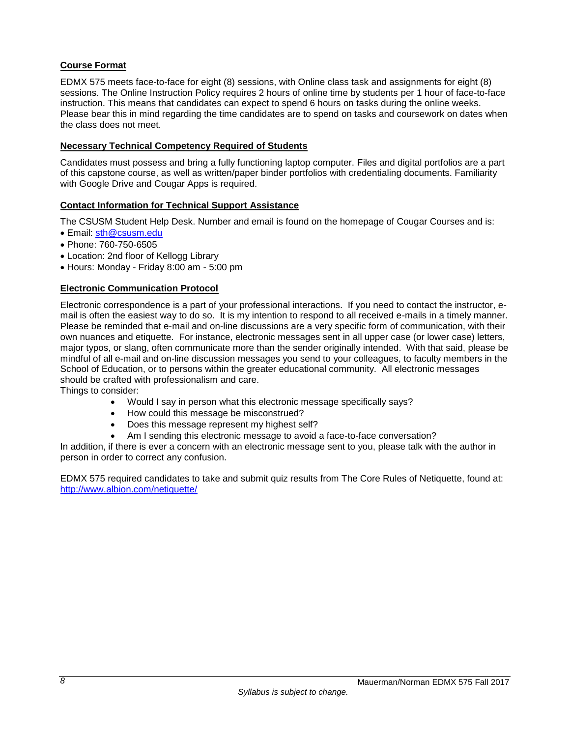**Course Format**

EDMX 575 meets face-to-face for eight (8) sessions, with Online class task and assignments for eight (8) sessions. The Online Instruction Policy requires 2 hours of online time by students per 1 hour of face-to-face instruction. This means that candidates can expect to spend 6 hours on tasks during the online weeks. Please bear this in mind regarding the time candidates are to spend on tasks and coursework on dates when the class does not meet.

**Necessary Technical Competency Required of Students**

Candidates must possess and bring a fully functioning laptop computer. Files and digital portfolios are a part of this capstone course, as well as written/paper binder portfolios with credentialing documents. Familiarity with Google Drive and Cougar Apps is required.

**Contact Information for Technical Support Assistance**

The CSUSM Student Help Desk. Number and email is found on the homepage of Cougar Courses and is:

- Email: sth@csusm.edu
- Phone: 760-750-6505
- Location: 2nd floor of Kellogg Library
- Hours: Monday - Friday 8:00 am - 5:00 pm

**Electronic Communication Protocol**

Electronic correspondence is a part of your professional interactions. If you need to contact the instructor, e-mail is often the easiest way to do so. It is my intention to respond to all received e-mails in a timely manner. Please be reminded that e-mail and on-line discussions are a very specific form of communication, with their own nuances and etiquette. For instance, electronic messages sent in all upper case (or lower case) letters, major typos, or slang, often communicate more than the sender originally intended. With that said, please be mindful of all e-mail and on-line discussion messages you send to your colleagues, to faculty members in the School of Education, or to persons within the greater educational community. All electronic messages should be crafted with professionalism and care.

Things to consider:

- Would I say in person what this electronic message specifically says?
- How could this message be misconstrued?
- Does this message represent my highest self?
- Am I sending this electronic message to avoid a face-to-face conversation?

In addition, if there is ever a concern with an electronic message sent to you, please talk with the author in person in order to correct any confusion.

EDMX 575 required candidates to take and submit quiz results from The Core Rules of Netiquette, found at: http://www.albion.com/netiquette/